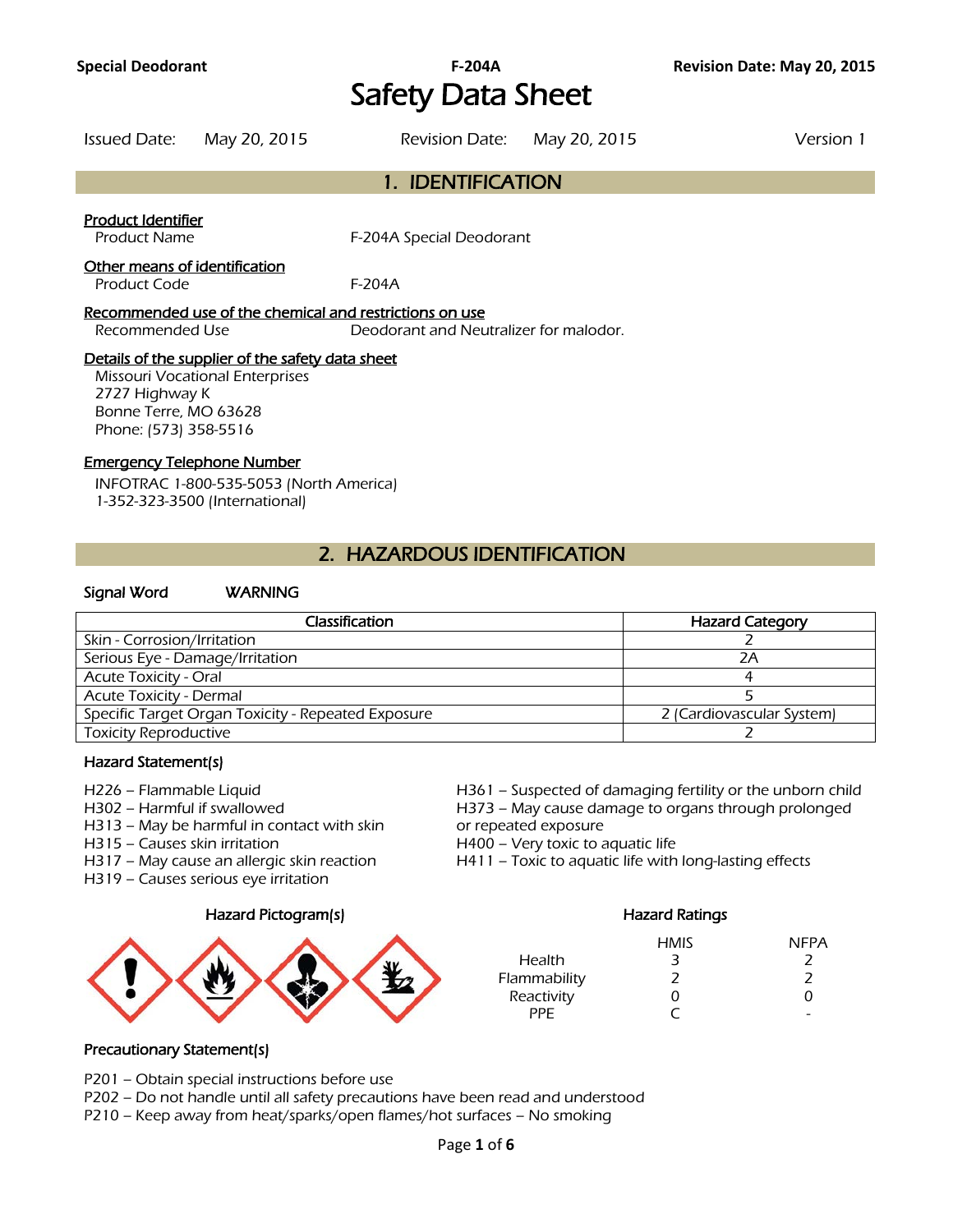# Safety Data Sheet

Issued Date: May 20, 2015 | Revision Date: May 20, 2015 | Version 1

## 1. IDENTIFICATION

**Product Identifier**

Product Name: F-204A Special Deodorant

**Other means of identification**

Product Code: F-204A

**Recommended use of the chemical and restrictions on use**

Recommended Use: Deodorant and Neutralizer for malodor.

**Details of the supplier of the safety data sheet**

Missouri Vocational Enterprises
2727 Highway K
Bonne Terre, MO 63628
Phone: (573) 358-5516

**Emergency Telephone Number**

INFOTRAC 1-800-535-5053 (North America)
1-352-323-3500 (International)

## 2. HAZARDOUS IDENTIFICATION

**Signal Word** WARNING

| Classification | Hazard Category |
|---|---|
| Skin - Corrosion/Irritation | 2 |
| Serious Eye - Damage/Irritation | 2A |
| Acute Toxicity - Oral | 4 |
| Acute Toxicity - Dermal | 5 |
| Specific Target Organ Toxicity - Repeated Exposure | 2 (Cardiovascular System) |
| Toxicity Reproductive | 2 |

### Hazard Statement(s)

H226 – Flammable Liquid
H302 – Harmful if swallowed
H313 – May be harmful in contact with skin
H315 – Causes skin irritation
H317 – May cause an allergic skin reaction
H319 – Causes serious eye irritation
H361 – Suspected of damaging fertility or the unborn child
H373 – May cause damage to organs through prolonged or repeated exposure
H400 – Very toxic to aquatic life
H411 – Toxic to aquatic life with long-lasting effects

### Hazard Pictogram(s)

### Hazard Ratings

| | HMIS | NFPA |
|---|---|---|
| Health | 3 | 2 |
| Flammability | 2 | 2 |
| Reactivity | 0 | 0 |
| PPE | C | - |

### Precautionary Statement(s)

P201 – Obtain special instructions before use
P202 – Do not handle until all safety precautions have been read and understood
P210 – Keep away from heat/sparks/open flames/hot surfaces – No smoking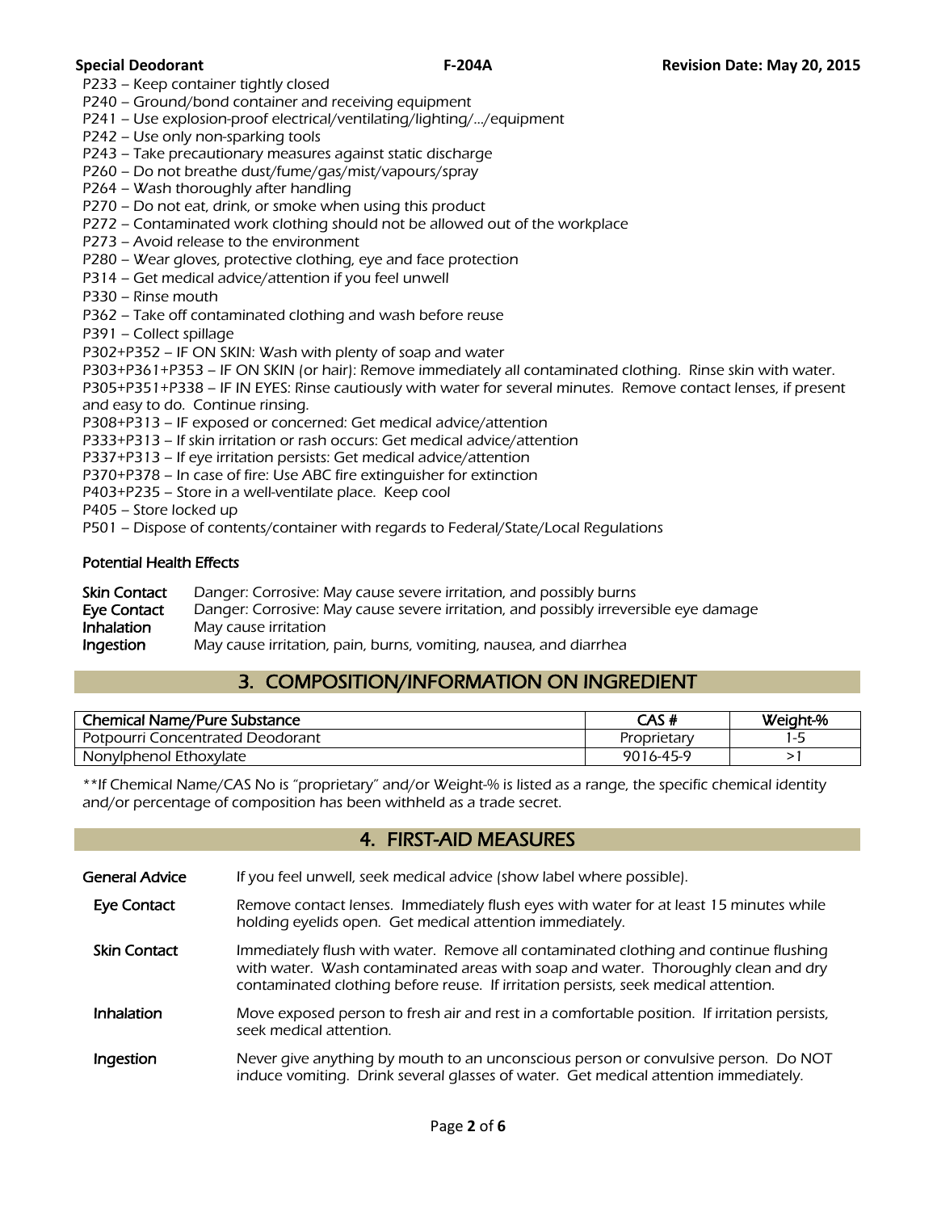P233 – Keep container tightly closed
P240 – Ground/bond container and receiving equipment
P241 – Use explosion-proof electrical/ventilating/lighting/…/equipment
P242 – Use only non-sparking tools
P243 – Take precautionary measures against static discharge
P260 – Do not breathe dust/fume/gas/mist/vapours/spray
P264 – Wash thoroughly after handling
P270 – Do not eat, drink, or smoke when using this product
P272 – Contaminated work clothing should not be allowed out of the workplace
P273 – Avoid release to the environment
P280 – Wear gloves, protective clothing, eye and face protection
P314 – Get medical advice/attention if you feel unwell
P330 – Rinse mouth
P362 – Take off contaminated clothing and wash before reuse
P391 – Collect spillage
P302+P352 – IF ON SKIN: Wash with plenty of soap and water
P303+P361+P353 – IF ON SKIN (or hair): Remove immediately all contaminated clothing. Rinse skin with water.
P305+P351+P338 – IF IN EYES: Rinse cautiously with water for several minutes. Remove contact lenses, if present and easy to do. Continue rinsing.
P308+P313 – IF exposed or concerned: Get medical advice/attention
P333+P313 – If skin irritation or rash occurs: Get medical advice/attention
P337+P313 – If eye irritation persists: Get medical advice/attention
P370+P378 – In case of fire: Use ABC fire extinguisher for extinction
P403+P235 – Store in a well-ventilate place. Keep cool
P405 – Store locked up
P501 – Dispose of contents/container with regards to Federal/State/Local Regulations

**Potential Health Effects**

**Skin Contact** Danger: Corrosive: May cause severe irritation, and possibly burns
**Eye Contact** Danger: Corrosive: May cause severe irritation, and possibly irreversible eye damage
**Inhalation** May cause irritation
**Ingestion** May cause irritation, pain, burns, vomiting, nausea, and diarrhea

## 3. COMPOSITION/INFORMATION ON INGREDIENT

| Chemical Name/Pure Substance | CAS # | Weight-% |
|---|---|---|
| Potpourri Concentrated Deodorant | Proprietary | 1-5 |
| Nonylphenol Ethoxylate | 9016-45-9 | >1 |

**If Chemical Name/CAS No is "proprietary" and/or Weight-% is listed as a range, the specific chemical identity and/or percentage of composition has been withheld as a trade secret.

## 4. FIRST-AID MEASURES

**General Advice** If you feel unwell, seek medical advice (show label where possible).

**Eye Contact** Remove contact lenses. Immediately flush eyes with water for at least 15 minutes while holding eyelids open. Get medical attention immediately.

**Skin Contact** Immediately flush with water. Remove all contaminated clothing and continue flushing with water. Wash contaminated areas with soap and water. Thoroughly clean and dry contaminated clothing before reuse. If irritation persists, seek medical attention.

**Inhalation** Move exposed person to fresh air and rest in a comfortable position. If irritation persists, seek medical attention.

**Ingestion** Never give anything by mouth to an unconscious person or convulsive person. Do NOT induce vomiting. Drink several glasses of water. Get medical attention immediately.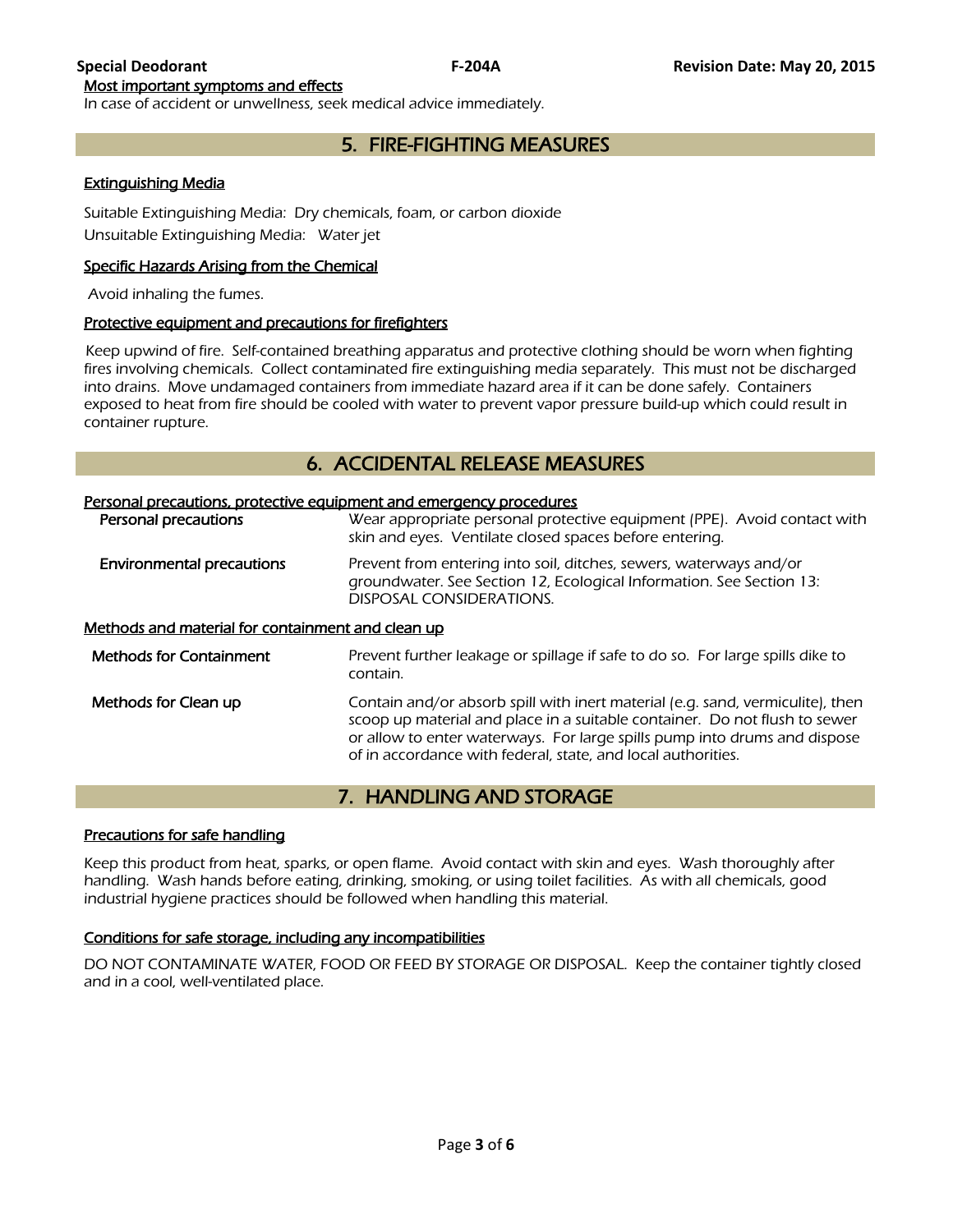#### Most important symptoms and effects

In case of accident or unwellness, seek medical advice immediately.

## 5. FIRE-FIGHTING MEASURES

### Extinguishing Media

Suitable Extinguishing Media: Dry chemicals, foam, or carbon dioxide

Unsuitable Extinguishing Media: Water jet

### Specific Hazards Arising from the Chemical

Avoid inhaling the fumes.

### Protective equipment and precautions for firefighters

Keep upwind of fire. Self-contained breathing apparatus and protective clothing should be worn when fighting fires involving chemicals. Collect contaminated fire extinguishing media separately. This must not be discharged into drains. Move undamaged containers from immediate hazard area if it can be done safely. Containers exposed to heat from fire should be cooled with water to prevent vapor pressure build-up which could result in container rupture.

## 6. ACCIDENTAL RELEASE MEASURES

### Personal precautions, protective equipment and emergency procedures

**Personal precautions**: Wear appropriate personal protective equipment (PPE). Avoid contact with skin and eyes. Ventilate closed spaces before entering.

**Environmental precautions**: Prevent from entering into soil, ditches, sewers, waterways and/or groundwater. See Section 12, Ecological Information. See Section 13: DISPOSAL CONSIDERATIONS.

### Methods and material for containment and clean up

**Methods for Containment**: Prevent further leakage or spillage if safe to do so. For large spills dike to contain.

**Methods for Clean up**: Contain and/or absorb spill with inert material (e.g. sand, vermiculite), then scoop up material and place in a suitable container. Do not flush to sewer or allow to enter waterways. For large spills pump into drums and dispose of in accordance with federal, state, and local authorities.

## 7. HANDLING AND STORAGE

### Precautions for safe handling

Keep this product from heat, sparks, or open flame. Avoid contact with skin and eyes. Wash thoroughly after handling. Wash hands before eating, drinking, smoking, or using toilet facilities. As with all chemicals, good industrial hygiene practices should be followed when handling this material.

### Conditions for safe storage, including any incompatibilities

DO NOT CONTAMINATE WATER, FOOD OR FEED BY STORAGE OR DISPOSAL. Keep the container tightly closed and in a cool, well-ventilated place.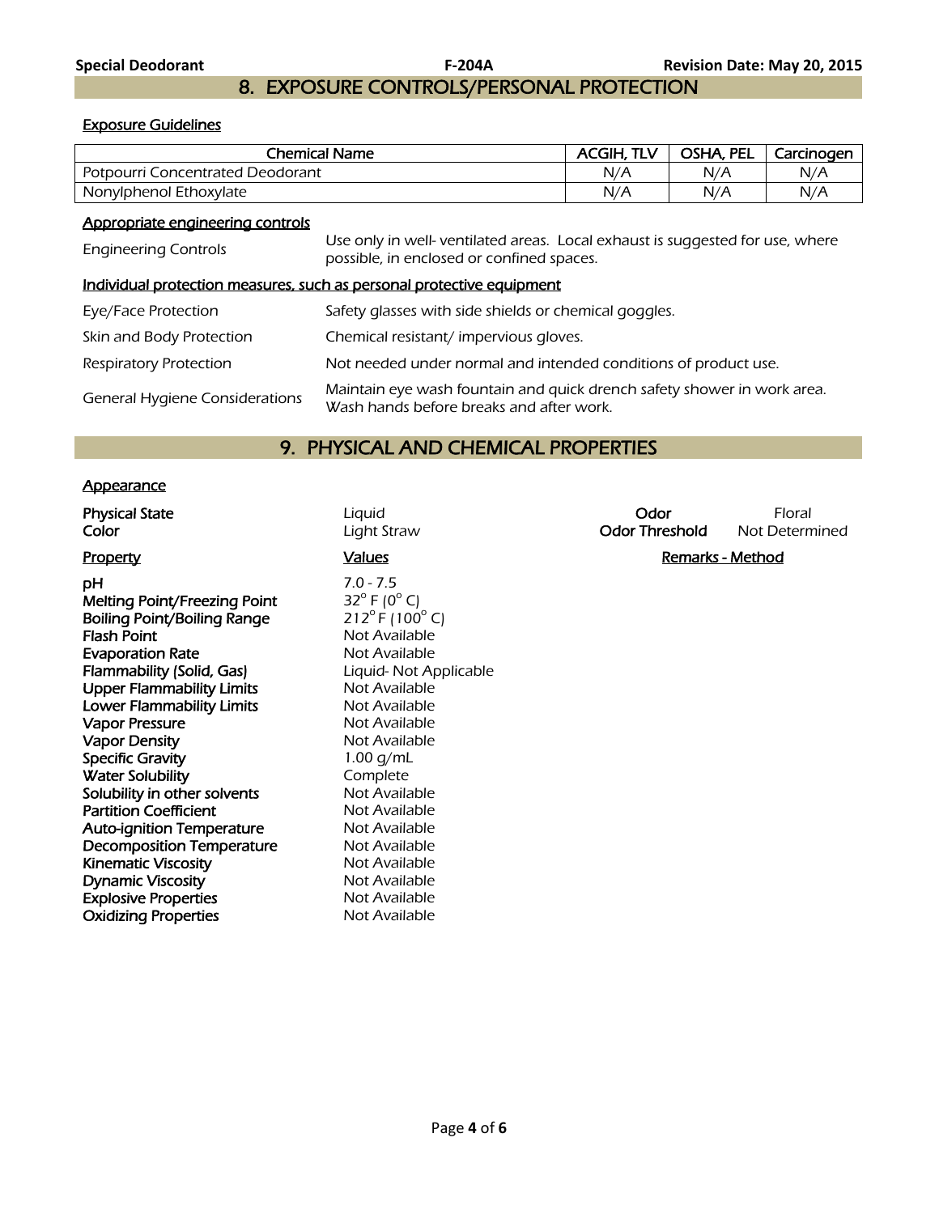## 8. EXPOSURE CONTROLS/PERSONAL PROTECTION

### Exposure Guidelines

| Chemical Name | ACGIH, TLV | OSHA, PEL | Carcinogen |
|---|---|---|---|
| Potpourri Concentrated Deodorant | N/A | N/A | N/A |
| Nonylphenol Ethoxylate | N/A | N/A | N/A |

### Appropriate engineering controls

| | |
|---|---|
| Engineering Controls | Use only in well- ventilated areas. Local exhaust is suggested for use, where possible, in enclosed or confined spaces. |

### Individual protection measures, such as personal protective equipment

| | |
|---|---|
| Eye/Face Protection | Safety glasses with side shields or chemical goggles. |
| Skin and Body Protection | Chemical resistant/ impervious gloves. |
| Respiratory Protection | Not needed under normal and intended conditions of product use. |
| General Hygiene Considerations | Maintain eye wash fountain and quick drench safety shower in work area. Wash hands before breaks and after work. |

## 9. PHYSICAL AND CHEMICAL PROPERTIES

### Appearance

| | | | |
|---|---|---|---|
| **Physical State** | Liquid | **Odor** | Floral |
| **Color** | Light Straw | **Odor Threshold** | Not Determined |

| Property | Values | Remarks - Method |
|---|---|---|
| **pH** | 7.0 - 7.5 | |
| **Melting Point/Freezing Point** | 32° F (0° C) | |
| **Boiling Point/Boiling Range** | 212° F (100° C) | |
| **Flash Point** | Not Available | |
| **Evaporation Rate** | Not Available | |
| **Flammability (Solid, Gas)** | Liquid- Not Applicable | |
| **Upper Flammability Limits** | Not Available | |
| **Lower Flammability Limits** | Not Available | |
| **Vapor Pressure** | Not Available | |
| **Vapor Density** | Not Available | |
| **Specific Gravity** | 1.00 g/mL | |
| **Water Solubility** | Complete | |
| **Solubility in other solvents** | Not Available | |
| **Partition Coefficient** | Not Available | |
| **Auto-ignition Temperature** | Not Available | |
| **Decomposition Temperature** | Not Available | |
| **Kinematic Viscosity** | Not Available | |
| **Dynamic Viscosity** | Not Available | |
| **Explosive Properties** | Not Available | |
| **Oxidizing Properties** | Not Available | |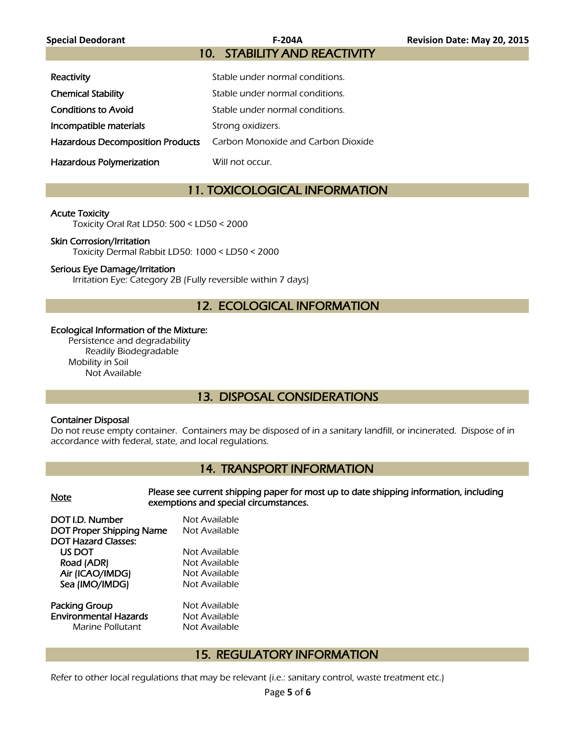## 10. STABILITY AND REACTIVITY

| | |
|---|---|
| **Reactivity** | Stable under normal conditions. |
| **Chemical Stability** | Stable under normal conditions. |
| **Conditions to Avoid** | Stable under normal conditions. |
| **Incompatible materials** | Strong oxidizers. |
| **Hazardous Decomposition Products** | Carbon Monoxide and Carbon Dioxide |
| **Hazardous Polymerization** | Will not occur. |

## 11. TOXICOLOGICAL INFORMATION

**Acute Toxicity**
Toxicity Oral Rat LD50: 500 < LD50 < 2000

**Skin Corrosion/Irritation**
Toxicity Dermal Rabbit LD50: 1000 < LD50 < 2000

**Serious Eye Damage/Irritation**
Irritation Eye: Category 2B (Fully reversible within 7 days)

## 12. ECOLOGICAL INFORMATION

**Ecological Information of the Mixture:**
- Persistence and degradability
  - Readily Biodegradable
- Mobility in Soil
  - Not Available

## 13. DISPOSAL CONSIDERATIONS

**Container Disposal**
Do not reuse empty container. Containers may be disposed of in a sanitary landfill, or incinerated. Dispose of in accordance with federal, state, and local regulations.

## 14. TRANSPORT INFORMATION

**Note** — **Please see current shipping paper for most up to date shipping information, including exemptions and special circumstances.**

| | |
|---|---|
| **DOT I.D. Number** | Not Available |
| **DOT Proper Shipping Name** | Not Available |
| **DOT Hazard Classes:** | |
| **US DOT** | Not Available |
| **Road (ADR)** | Not Available |
| **Air (ICAO/IMDG)** | Not Available |
| **Sea (IMO/IMDG)** | Not Available |
| **Packing Group** | Not Available |
| **Environmental Hazards** | Not Available |
| Marine Pollutant | Not Available |

## 15. REGULATORY INFORMATION

Refer to other local regulations that may be relevant (i.e.: sanitary control, waste treatment etc.)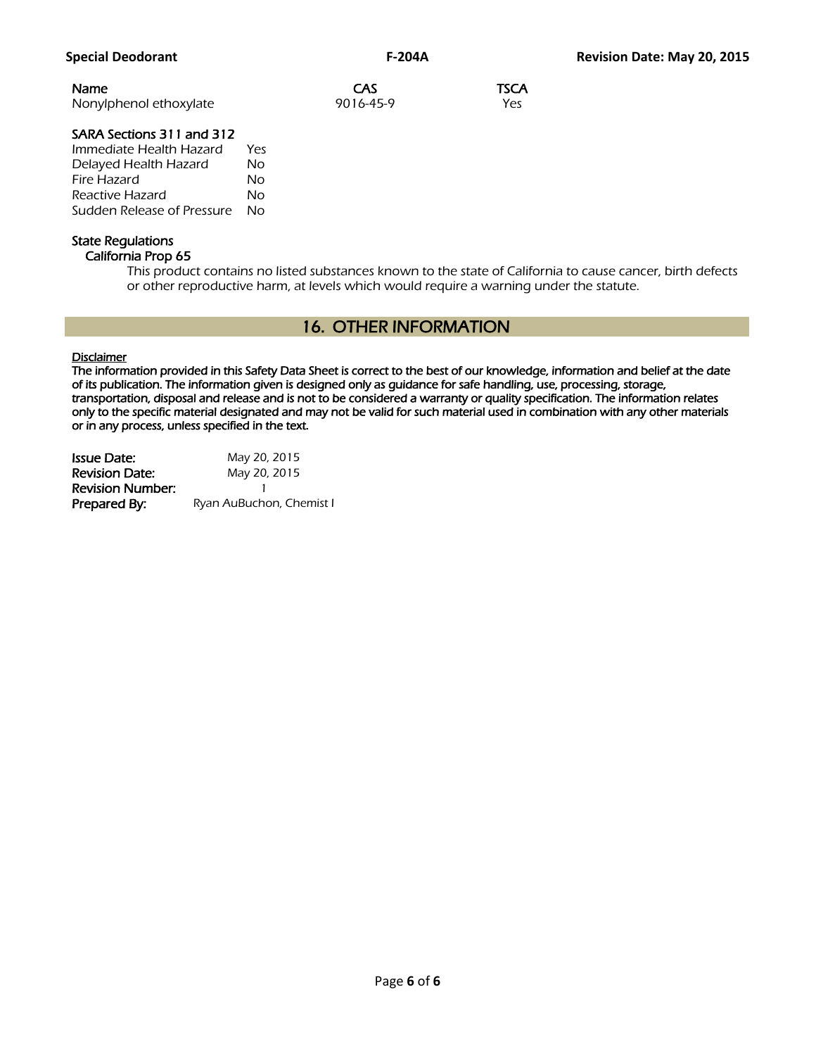| Name | CAS | TSCA |
| --- | --- | --- |
| Nonylphenol ethoxylate | 9016-45-9 | Yes |

### SARA Sections 311 and 312

| | |
| --- | --- |
| Immediate Health Hazard | Yes |
| Delayed Health Hazard | No |
| Fire Hazard | No |
| Reactive Hazard | No |
| Sudden Release of Pressure | No |

### State Regulations

#### California Prop 65

This product contains no listed substances known to the state of California to cause cancer, birth defects or other reproductive harm, at levels which would require a warning under the statute.

## 16. OTHER INFORMATION

Disclaimer

**The information provided in this Safety Data Sheet is correct to the best of our knowledge, information and belief at the date of its publication. The information given is designed only as guidance for safe handling, use, processing, storage, transportation, disposal and release and is not to be considered a warranty or quality specification. The information relates only to the specific material designated and may not be valid for such material used in combination with any other materials or in any process, unless specified in the text.**

| | |
| --- | --- |
| **Issue Date:** | May 20, 2015 |
| **Revision Date:** | May 20, 2015 |
| **Revision Number:** | 1 |
| **Prepared By:** | Ryan AuBuchon, Chemist I |